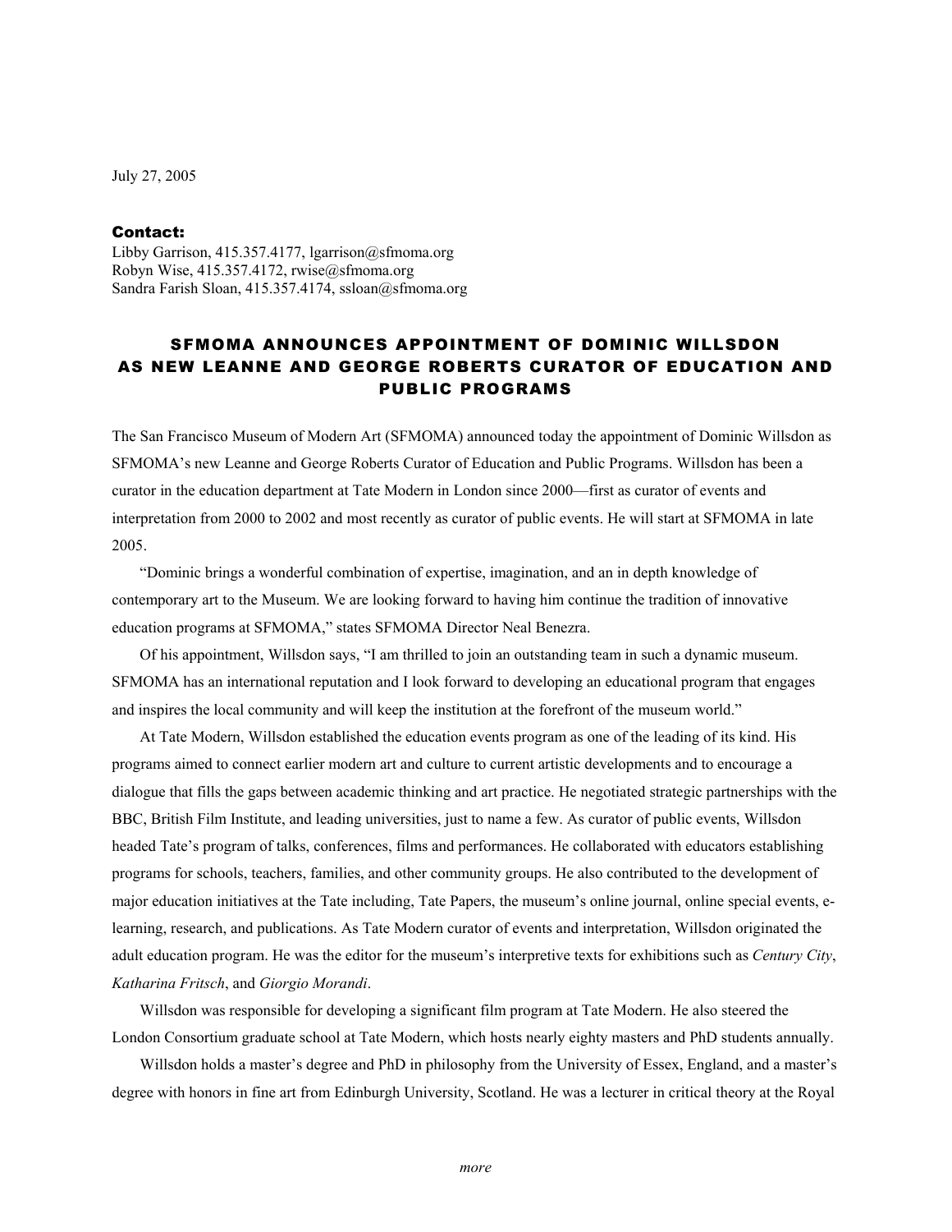July 27, 2005

**Contact:**
Libby Garrison, 415.357.4177, lgarrison@sfmoma.org
Robyn Wise, 415.357.4172, rwise@sfmoma.org
Sandra Farish Sloan, 415.357.4174, ssloan@sfmoma.org

# SFMOMA ANNOUNCES APPOINTMENT OF DOMINIC WILLSDON AS NEW LEANNE AND GEORGE ROBERTS CURATOR OF EDUCATION AND PUBLIC PROGRAMS

The San Francisco Museum of Modern Art (SFMOMA) announced today the appointment of Dominic Willsdon as SFMOMA's new Leanne and George Roberts Curator of Education and Public Programs. Willsdon has been a curator in the education department at Tate Modern in London since 2000—first as curator of events and interpretation from 2000 to 2002 and most recently as curator of public events. He will start at SFMOMA in late 2005.

"Dominic brings a wonderful combination of expertise, imagination, and an in depth knowledge of contemporary art to the Museum. We are looking forward to having him continue the tradition of innovative education programs at SFMOMA," states SFMOMA Director Neal Benezra.

Of his appointment, Willsdon says, "I am thrilled to join an outstanding team in such a dynamic museum. SFMOMA has an international reputation and I look forward to developing an educational program that engages and inspires the local community and will keep the institution at the forefront of the museum world."

At Tate Modern, Willsdon established the education events program as one of the leading of its kind. His programs aimed to connect earlier modern art and culture to current artistic developments and to encourage a dialogue that fills the gaps between academic thinking and art practice. He negotiated strategic partnerships with the BBC, British Film Institute, and leading universities, just to name a few. As curator of public events, Willsdon headed Tate's program of talks, conferences, films and performances. He collaborated with educators establishing programs for schools, teachers, families, and other community groups. He also contributed to the development of major education initiatives at the Tate including, Tate Papers, the museum's online journal, online special events, e-learning, research, and publications. As Tate Modern curator of events and interpretation, Willsdon originated the adult education program. He was the editor for the museum's interpretive texts for exhibitions such as *Century City*, *Katharina Fritsch*, and *Giorgio Morandi*.

Willsdon was responsible for developing a significant film program at Tate Modern. He also steered the London Consortium graduate school at Tate Modern, which hosts nearly eighty masters and PhD students annually.

Willsdon holds a master's degree and PhD in philosophy from the University of Essex, England, and a master's degree with honors in fine art from Edinburgh University, Scotland. He was a lecturer in critical theory at the Royal

*more*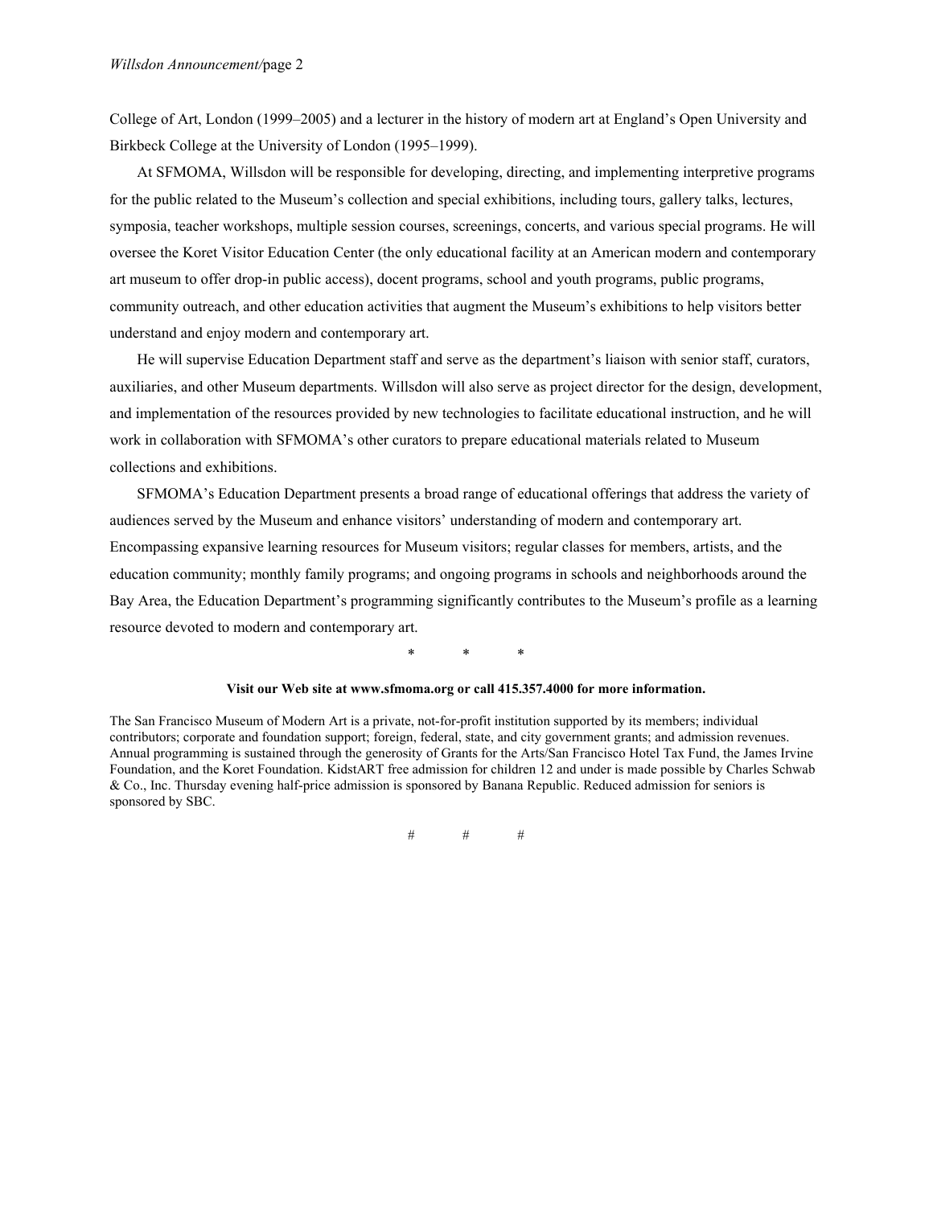College of Art, London (1999–2005) and a lecturer in the history of modern art at England's Open University and Birkbeck College at the University of London (1995–1999).

At SFMOMA, Willsdon will be responsible for developing, directing, and implementing interpretive programs for the public related to the Museum's collection and special exhibitions, including tours, gallery talks, lectures, symposia, teacher workshops, multiple session courses, screenings, concerts, and various special programs. He will oversee the Koret Visitor Education Center (the only educational facility at an American modern and contemporary art museum to offer drop-in public access), docent programs, school and youth programs, public programs, community outreach, and other education activities that augment the Museum's exhibitions to help visitors better understand and enjoy modern and contemporary art.

He will supervise Education Department staff and serve as the department's liaison with senior staff, curators, auxiliaries, and other Museum departments. Willsdon will also serve as project director for the design, development, and implementation of the resources provided by new technologies to facilitate educational instruction, and he will work in collaboration with SFMOMA's other curators to prepare educational materials related to Museum collections and exhibitions.

SFMOMA's Education Department presents a broad range of educational offerings that address the variety of audiences served by the Museum and enhance visitors' understanding of modern and contemporary art. Encompassing expansive learning resources for Museum visitors; regular classes for members, artists, and the education community; monthly family programs; and ongoing programs in schools and neighborhoods around the Bay Area, the Education Department's programming significantly contributes to the Museum's profile as a learning resource devoted to modern and contemporary art.

\* \* \*

**Visit our Web site at www.sfmoma.org or call 415.357.4000 for more information.**

The San Francisco Museum of Modern Art is a private, not-for-profit institution supported by its members; individual contributors; corporate and foundation support; foreign, federal, state, and city government grants; and admission revenues. Annual programming is sustained through the generosity of Grants for the Arts/San Francisco Hotel Tax Fund, the James Irvine Foundation, and the Koret Foundation. KidstART free admission for children 12 and under is made possible by Charles Schwab & Co., Inc. Thursday evening half-price admission is sponsored by Banana Republic. Reduced admission for seniors is sponsored by SBC.

\# \# \#